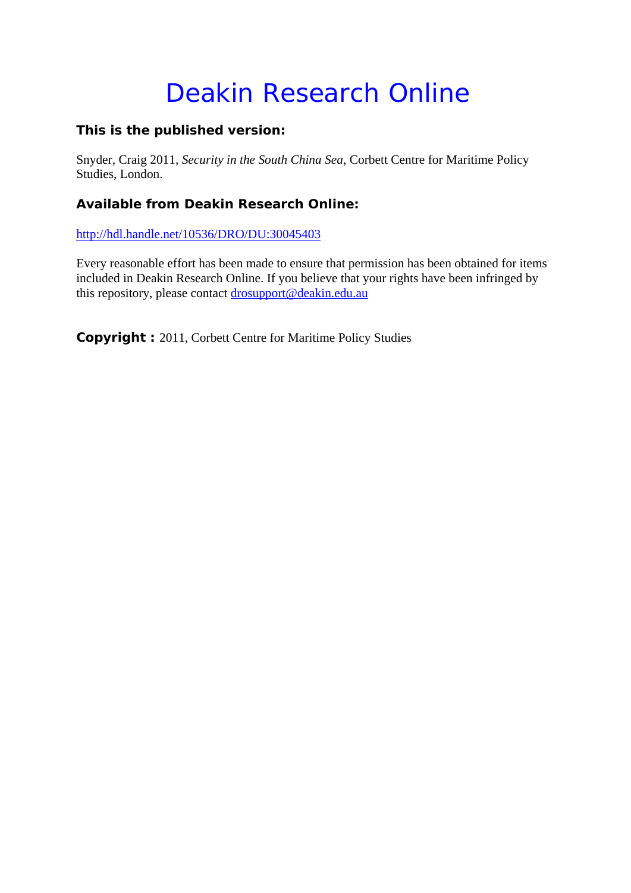# Deakin Research Online

### This is the published version:

Snyder, Craig 2011, *Security in the South China Sea*, Corbett Centre for Maritime Policy Studies, London.

### Available from Deakin Research Online:

http://hdl.handle.net/10536/DRO/DU:30045403

Every reasonable effort has been made to ensure that permission has been obtained for items included in Deakin Research Online. If you believe that your rights have been infringed by this repository, please contact drosupport@deakin.edu.au

**Copyright :** 2011, Corbett Centre for Maritime Policy Studies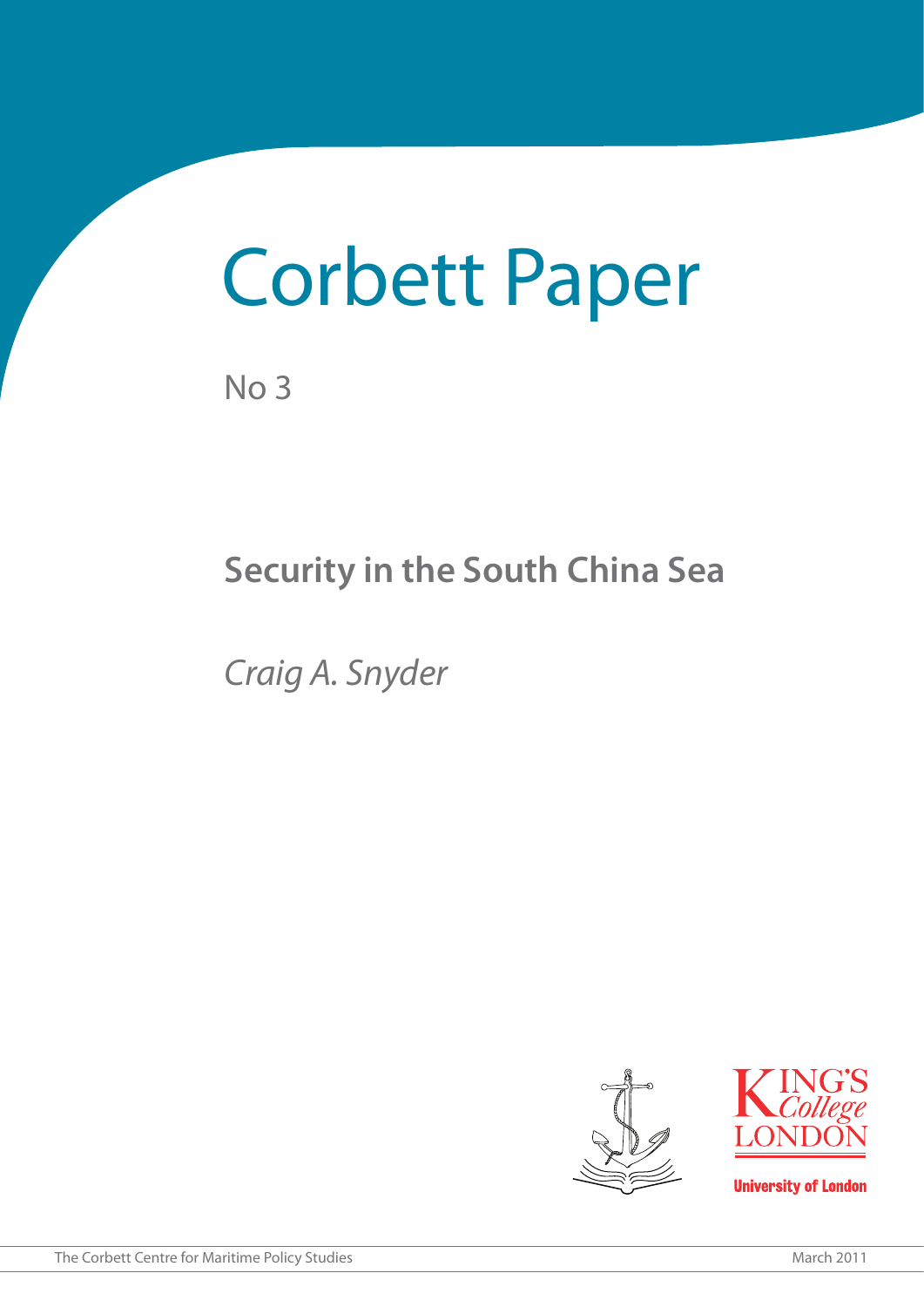# Corbett Paper

No 3

## Security in the South China Sea

*Craig A. Snyder*

King's College London

University of London

The Corbett Centre for Maritime Policy Studies

March 2011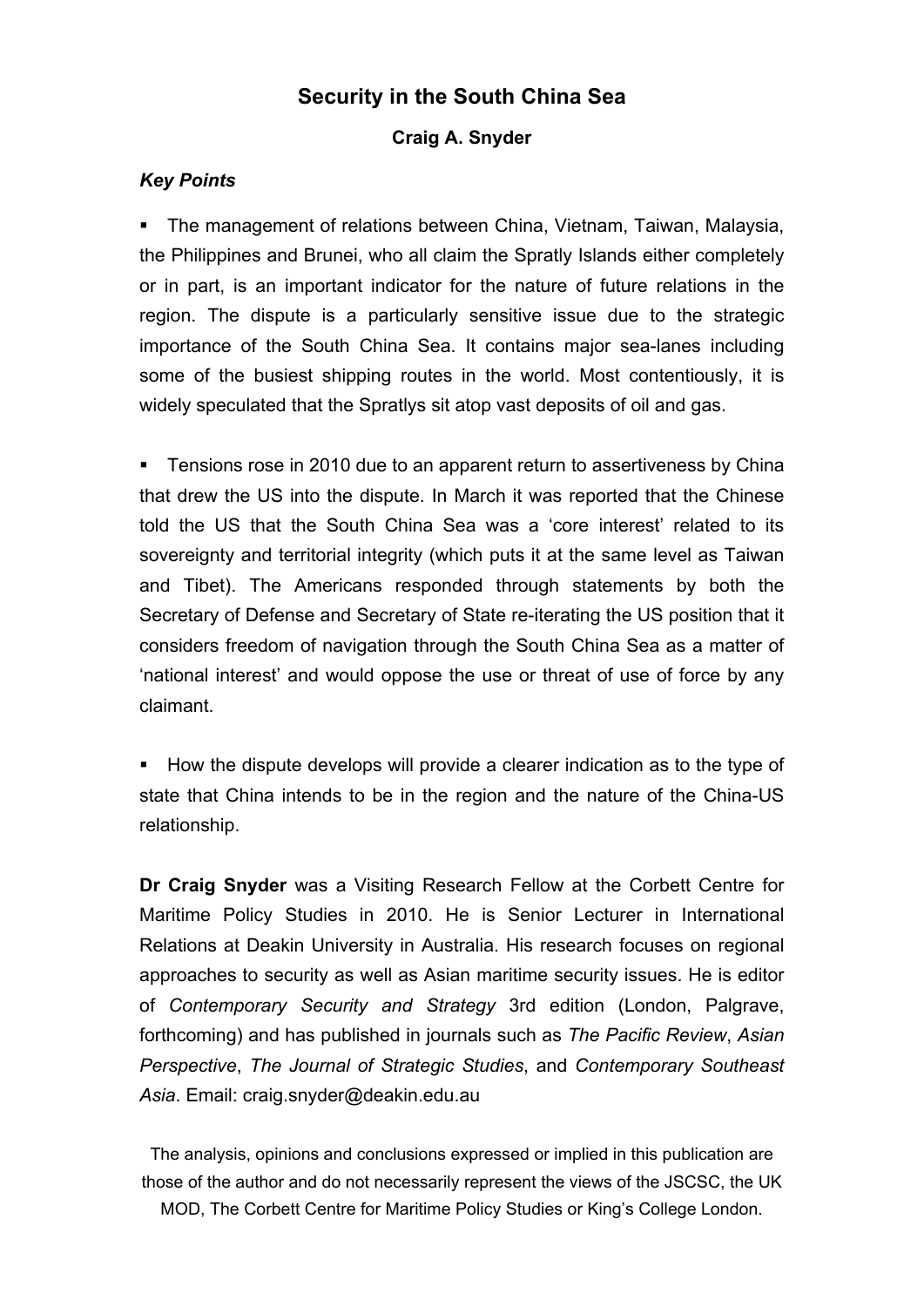# Security in the South China Sea

**Craig A. Snyder**

***Key Points***

- The management of relations between China, Vietnam, Taiwan, Malaysia, the Philippines and Brunei, who all claim the Spratly Islands either completely or in part, is an important indicator for the nature of future relations in the region. The dispute is a particularly sensitive issue due to the strategic importance of the South China Sea. It contains major sea-lanes including some of the busiest shipping routes in the world. Most contentiously, it is widely speculated that the Spratlys sit atop vast deposits of oil and gas.

- Tensions rose in 2010 due to an apparent return to assertiveness by China that drew the US into the dispute. In March it was reported that the Chinese told the US that the South China Sea was a 'core interest' related to its sovereignty and territorial integrity (which puts it at the same level as Taiwan and Tibet). The Americans responded through statements by both the Secretary of Defense and Secretary of State re-iterating the US position that it considers freedom of navigation through the South China Sea as a matter of 'national interest' and would oppose the use or threat of use of force by any claimant.

- How the dispute develops will provide a clearer indication as to the type of state that China intends to be in the region and the nature of the China-US relationship.

**Dr Craig Snyder** was a Visiting Research Fellow at the Corbett Centre for Maritime Policy Studies in 2010. He is Senior Lecturer in International Relations at Deakin University in Australia. His research focuses on regional approaches to security as well as Asian maritime security issues. He is editor of *Contemporary Security and Strategy* 3rd edition (London, Palgrave, forthcoming) and has published in journals such as *The Pacific Review*, *Asian Perspective*, *The Journal of Strategic Studies*, and *Contemporary Southeast Asia*. Email: craig.snyder@deakin.edu.au

The analysis, opinions and conclusions expressed or implied in this publication are those of the author and do not necessarily represent the views of the JSCSC, the UK MOD, The Corbett Centre for Maritime Policy Studies or King's College London.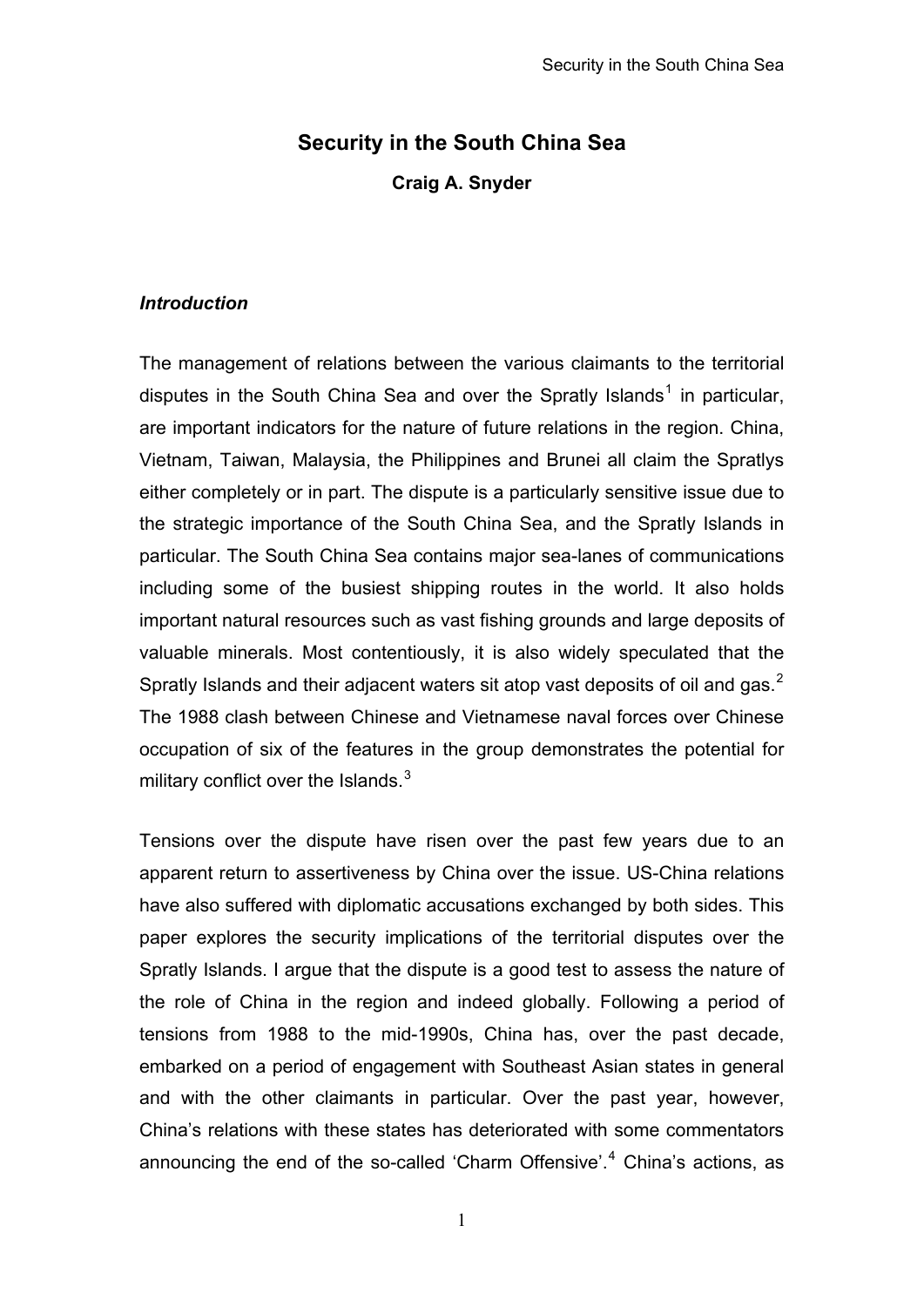# Security in the South China Sea

**Craig A. Snyder**

### *Introduction*

The management of relations between the various claimants to the territorial disputes in the South China Sea and over the Spratly Islands[1] in particular, are important indicators for the nature of future relations in the region. China, Vietnam, Taiwan, Malaysia, the Philippines and Brunei all claim the Spratlys either completely or in part. The dispute is a particularly sensitive issue due to the strategic importance of the South China Sea, and the Spratly Islands in particular. The South China Sea contains major sea-lanes of communications including some of the busiest shipping routes in the world. It also holds important natural resources such as vast fishing grounds and large deposits of valuable minerals. Most contentiously, it is also widely speculated that the Spratly Islands and their adjacent waters sit atop vast deposits of oil and gas.[2] The 1988 clash between Chinese and Vietnamese naval forces over Chinese occupation of six of the features in the group demonstrates the potential for military conflict over the Islands.[3]

Tensions over the dispute have risen over the past few years due to an apparent return to assertiveness by China over the issue. US-China relations have also suffered with diplomatic accusations exchanged by both sides. This paper explores the security implications of the territorial disputes over the Spratly Islands. I argue that the dispute is a good test to assess the nature of the role of China in the region and indeed globally. Following a period of tensions from 1988 to the mid-1990s, China has, over the past decade, embarked on a period of engagement with Southeast Asian states in general and with the other claimants in particular. Over the past year, however, China's relations with these states has deteriorated with some commentators announcing the end of the so-called 'Charm Offensive'.[4] China's actions, as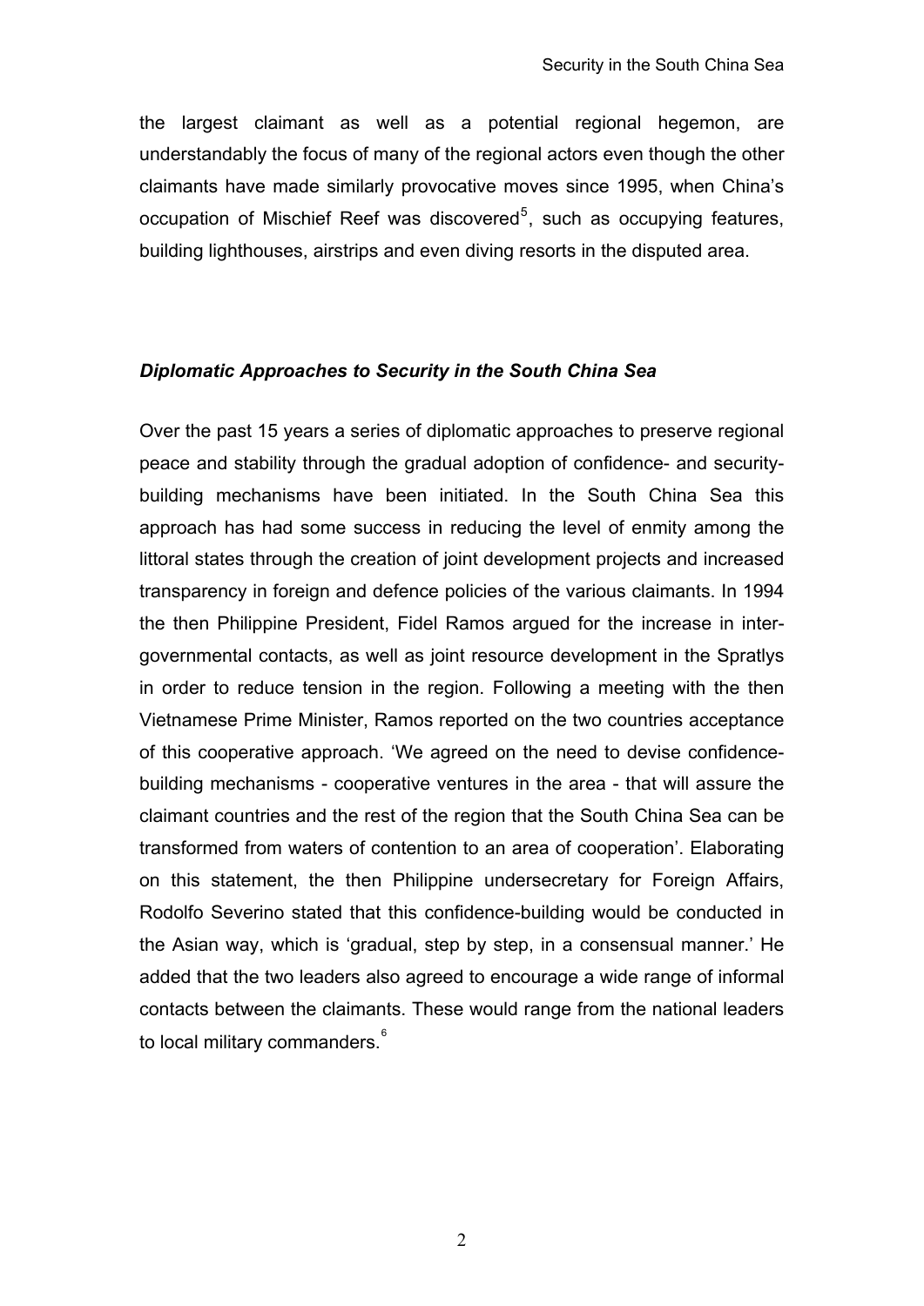the largest claimant as well as a potential regional hegemon, are understandably the focus of many of the regional actors even though the other claimants have made similarly provocative moves since 1995, when China's occupation of Mischief Reef was discovered[5], such as occupying features, building lighthouses, airstrips and even diving resorts in the disputed area.

### *Diplomatic Approaches to Security in the South China Sea*

Over the past 15 years a series of diplomatic approaches to preserve regional peace and stability through the gradual adoption of confidence- and security-building mechanisms have been initiated. In the South China Sea this approach has had some success in reducing the level of enmity among the littoral states through the creation of joint development projects and increased transparency in foreign and defence policies of the various claimants. In 1994 the then Philippine President, Fidel Ramos argued for the increase in inter-governmental contacts, as well as joint resource development in the Spratlys in order to reduce tension in the region. Following a meeting with the then Vietnamese Prime Minister, Ramos reported on the two countries acceptance of this cooperative approach. 'We agreed on the need to devise confidence-building mechanisms - cooperative ventures in the area - that will assure the claimant countries and the rest of the region that the South China Sea can be transformed from waters of contention to an area of cooperation'. Elaborating on this statement, the then Philippine undersecretary for Foreign Affairs, Rodolfo Severino stated that this confidence-building would be conducted in the Asian way, which is 'gradual, step by step, in a consensual manner.' He added that the two leaders also agreed to encourage a wide range of informal contacts between the claimants. These would range from the national leaders to local military commanders.[6]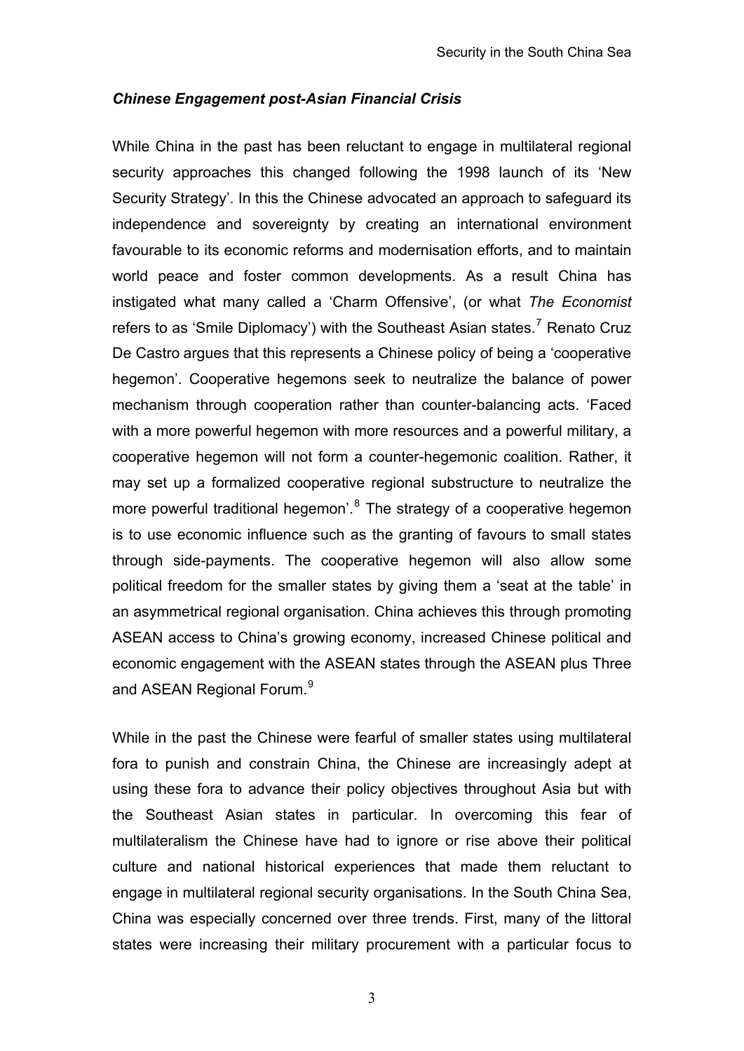### *Chinese Engagement post-Asian Financial Crisis*

While China in the past has been reluctant to engage in multilateral regional security approaches this changed following the 1998 launch of its 'New Security Strategy'. In this the Chinese advocated an approach to safeguard its independence and sovereignty by creating an international environment favourable to its economic reforms and modernisation efforts, and to maintain world peace and foster common developments. As a result China has instigated what many called a 'Charm Offensive', (or what *The Economist* refers to as 'Smile Diplomacy') with the Southeast Asian states.[7] Renato Cruz De Castro argues that this represents a Chinese policy of being a 'cooperative hegemon'. Cooperative hegemons seek to neutralize the balance of power mechanism through cooperation rather than counter-balancing acts. 'Faced with a more powerful hegemon with more resources and a powerful military, a cooperative hegemon will not form a counter-hegemonic coalition. Rather, it may set up a formalized cooperative regional substructure to neutralize the more powerful traditional hegemon'.[8] The strategy of a cooperative hegemon is to use economic influence such as the granting of favours to small states through side-payments. The cooperative hegemon will also allow some political freedom for the smaller states by giving them a 'seat at the table' in an asymmetrical regional organisation. China achieves this through promoting ASEAN access to China's growing economy, increased Chinese political and economic engagement with the ASEAN states through the ASEAN plus Three and ASEAN Regional Forum.[9]

While in the past the Chinese were fearful of smaller states using multilateral fora to punish and constrain China, the Chinese are increasingly adept at using these fora to advance their policy objectives throughout Asia but with the Southeast Asian states in particular. In overcoming this fear of multilateralism the Chinese have had to ignore or rise above their political culture and national historical experiences that made them reluctant to engage in multilateral regional security organisations. In the South China Sea, China was especially concerned over three trends. First, many of the littoral states were increasing their military procurement with a particular focus to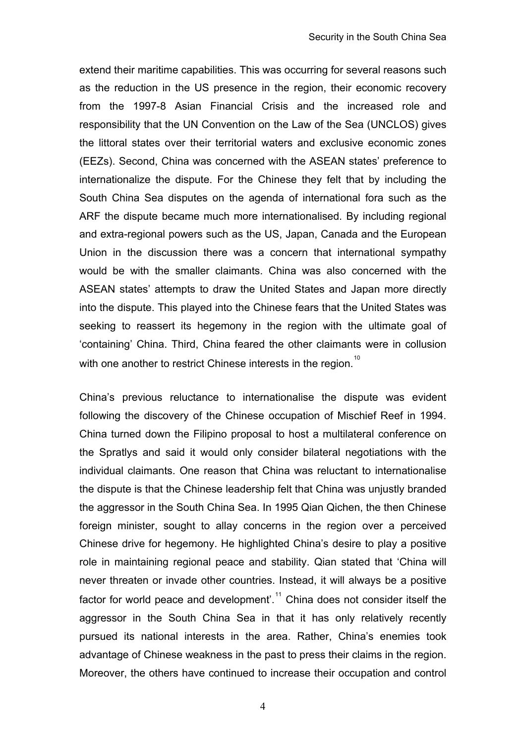extend their maritime capabilities. This was occurring for several reasons such as the reduction in the US presence in the region, their economic recovery from the 1997-8 Asian Financial Crisis and the increased role and responsibility that the UN Convention on the Law of the Sea (UNCLOS) gives the littoral states over their territorial waters and exclusive economic zones (EEZs). Second, China was concerned with the ASEAN states' preference to internationalize the dispute. For the Chinese they felt that by including the South China Sea disputes on the agenda of international fora such as the ARF the dispute became much more internationalised. By including regional and extra-regional powers such as the US, Japan, Canada and the European Union in the discussion there was a concern that international sympathy would be with the smaller claimants. China was also concerned with the ASEAN states' attempts to draw the United States and Japan more directly into the dispute. This played into the Chinese fears that the United States was seeking to reassert its hegemony in the region with the ultimate goal of 'containing' China. Third, China feared the other claimants were in collusion with one another to restrict Chinese interests in the region.[10]

China's previous reluctance to internationalise the dispute was evident following the discovery of the Chinese occupation of Mischief Reef in 1994. China turned down the Filipino proposal to host a multilateral conference on the Spratlys and said it would only consider bilateral negotiations with the individual claimants. One reason that China was reluctant to internationalise the dispute is that the Chinese leadership felt that China was unjustly branded the aggressor in the South China Sea. In 1995 Qian Qichen, the then Chinese foreign minister, sought to allay concerns in the region over a perceived Chinese drive for hegemony. He highlighted China's desire to play a positive role in maintaining regional peace and stability. Qian stated that 'China will never threaten or invade other countries. Instead, it will always be a positive factor for world peace and development'.[11] China does not consider itself the aggressor in the South China Sea in that it has only relatively recently pursued its national interests in the area. Rather, China's enemies took advantage of Chinese weakness in the past to press their claims in the region. Moreover, the others have continued to increase their occupation and control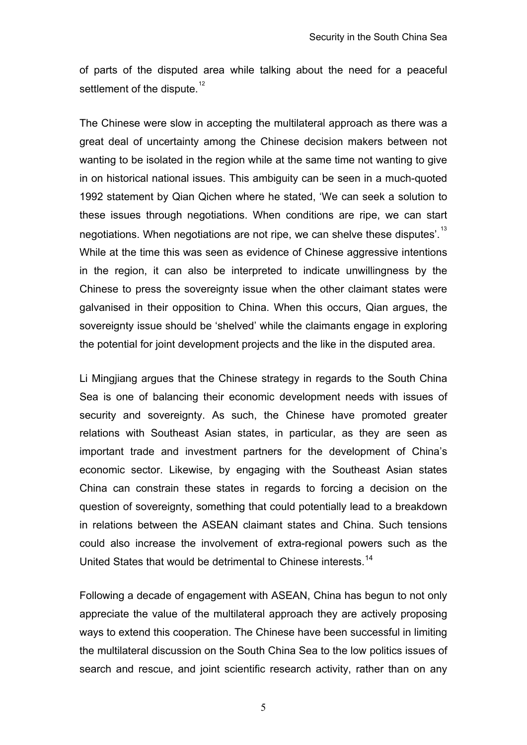of parts of the disputed area while talking about the need for a peaceful settlement of the dispute.[12]

The Chinese were slow in accepting the multilateral approach as there was a great deal of uncertainty among the Chinese decision makers between not wanting to be isolated in the region while at the same time not wanting to give in on historical national issues. This ambiguity can be seen in a much-quoted 1992 statement by Qian Qichen where he stated, 'We can seek a solution to these issues through negotiations. When conditions are ripe, we can start negotiations. When negotiations are not ripe, we can shelve these disputes'.[13] While at the time this was seen as evidence of Chinese aggressive intentions in the region, it can also be interpreted to indicate unwillingness by the Chinese to press the sovereignty issue when the other claimant states were galvanised in their opposition to China. When this occurs, Qian argues, the sovereignty issue should be 'shelved' while the claimants engage in exploring the potential for joint development projects and the like in the disputed area.

Li Mingjiang argues that the Chinese strategy in regards to the South China Sea is one of balancing their economic development needs with issues of security and sovereignty. As such, the Chinese have promoted greater relations with Southeast Asian states, in particular, as they are seen as important trade and investment partners for the development of China's economic sector. Likewise, by engaging with the Southeast Asian states China can constrain these states in regards to forcing a decision on the question of sovereignty, something that could potentially lead to a breakdown in relations between the ASEAN claimant states and China. Such tensions could also increase the involvement of extra-regional powers such as the United States that would be detrimental to Chinese interests.[14]

Following a decade of engagement with ASEAN, China has begun to not only appreciate the value of the multilateral approach they are actively proposing ways to extend this cooperation. The Chinese have been successful in limiting the multilateral discussion on the South China Sea to the low politics issues of search and rescue, and joint scientific research activity, rather than on any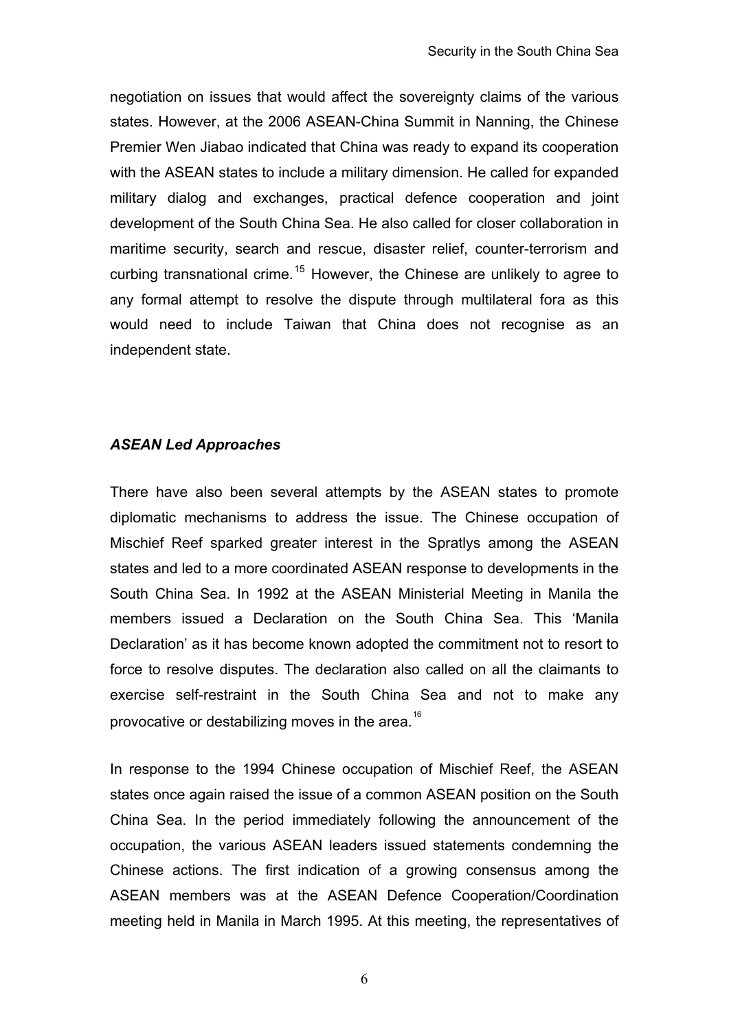negotiation on issues that would affect the sovereignty claims of the various states. However, at the 2006 ASEAN-China Summit in Nanning, the Chinese Premier Wen Jiabao indicated that China was ready to expand its cooperation with the ASEAN states to include a military dimension. He called for expanded military dialog and exchanges, practical defence cooperation and joint development of the South China Sea. He also called for closer collaboration in maritime security, search and rescue, disaster relief, counter-terrorism and curbing transnational crime.[15] However, the Chinese are unlikely to agree to any formal attempt to resolve the dispute through multilateral fora as this would need to include Taiwan that China does not recognise as an independent state.

### *ASEAN Led Approaches*

There have also been several attempts by the ASEAN states to promote diplomatic mechanisms to address the issue. The Chinese occupation of Mischief Reef sparked greater interest in the Spratlys among the ASEAN states and led to a more coordinated ASEAN response to developments in the South China Sea. In 1992 at the ASEAN Ministerial Meeting in Manila the members issued a Declaration on the South China Sea. This 'Manila Declaration' as it has become known adopted the commitment not to resort to force to resolve disputes. The declaration also called on all the claimants to exercise self-restraint in the South China Sea and not to make any provocative or destabilizing moves in the area.[16]

In response to the 1994 Chinese occupation of Mischief Reef, the ASEAN states once again raised the issue of a common ASEAN position on the South China Sea. In the period immediately following the announcement of the occupation, the various ASEAN leaders issued statements condemning the Chinese actions. The first indication of a growing consensus among the ASEAN members was at the ASEAN Defence Cooperation/Coordination meeting held in Manila in March 1995. At this meeting, the representatives of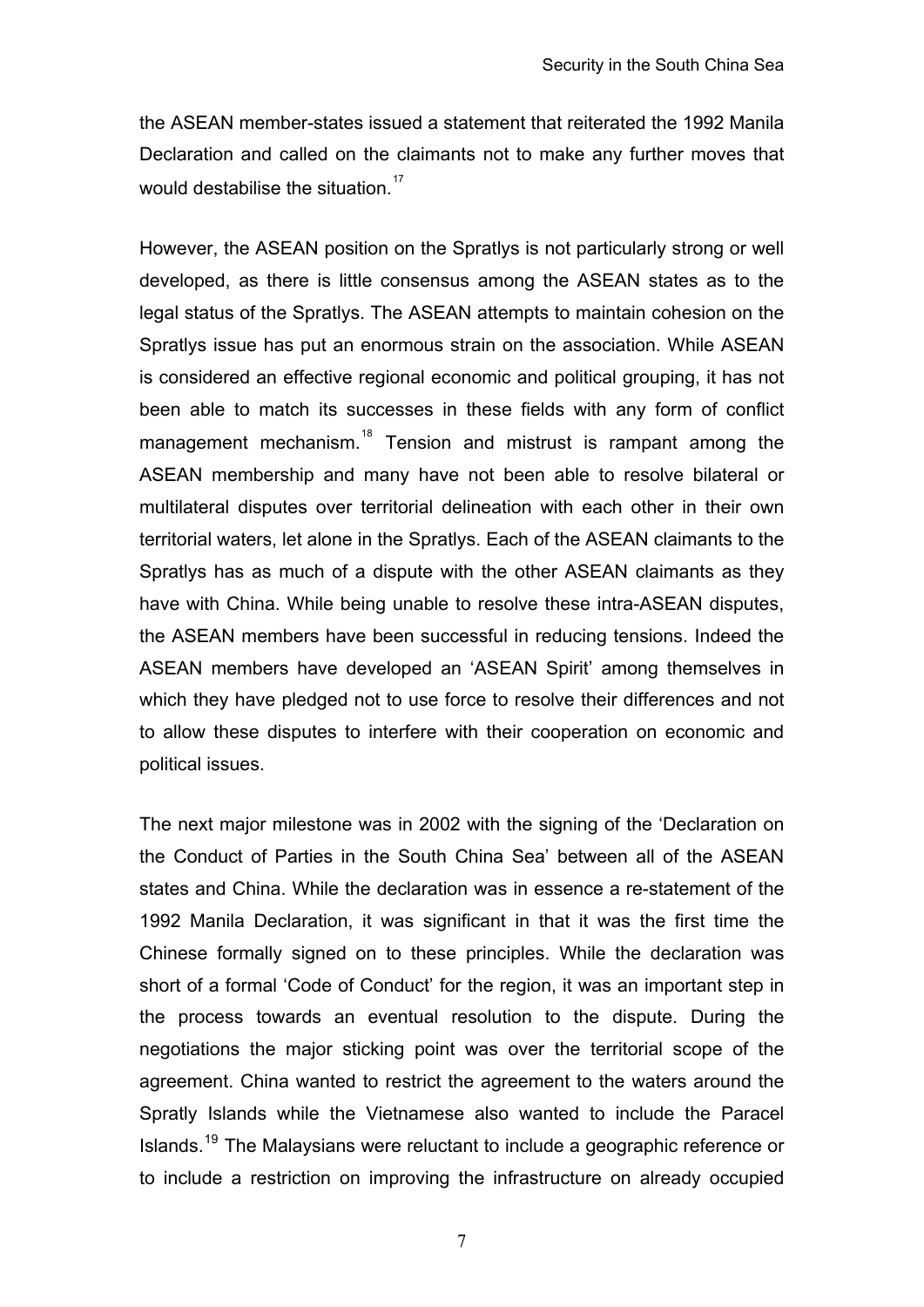the ASEAN member-states issued a statement that reiterated the 1992 Manila Declaration and called on the claimants not to make any further moves that would destabilise the situation.[17]

However, the ASEAN position on the Spratlys is not particularly strong or well developed, as there is little consensus among the ASEAN states as to the legal status of the Spratlys. The ASEAN attempts to maintain cohesion on the Spratlys issue has put an enormous strain on the association. While ASEAN is considered an effective regional economic and political grouping, it has not been able to match its successes in these fields with any form of conflict management mechanism.[18] Tension and mistrust is rampant among the ASEAN membership and many have not been able to resolve bilateral or multilateral disputes over territorial delineation with each other in their own territorial waters, let alone in the Spratlys. Each of the ASEAN claimants to the Spratlys has as much of a dispute with the other ASEAN claimants as they have with China. While being unable to resolve these intra-ASEAN disputes, the ASEAN members have been successful in reducing tensions. Indeed the ASEAN members have developed an 'ASEAN Spirit' among themselves in which they have pledged not to use force to resolve their differences and not to allow these disputes to interfere with their cooperation on economic and political issues.

The next major milestone was in 2002 with the signing of the 'Declaration on the Conduct of Parties in the South China Sea' between all of the ASEAN states and China. While the declaration was in essence a re-statement of the 1992 Manila Declaration, it was significant in that it was the first time the Chinese formally signed on to these principles. While the declaration was short of a formal 'Code of Conduct' for the region, it was an important step in the process towards an eventual resolution to the dispute. During the negotiations the major sticking point was over the territorial scope of the agreement. China wanted to restrict the agreement to the waters around the Spratly Islands while the Vietnamese also wanted to include the Paracel Islands.[19] The Malaysians were reluctant to include a geographic reference or to include a restriction on improving the infrastructure on already occupied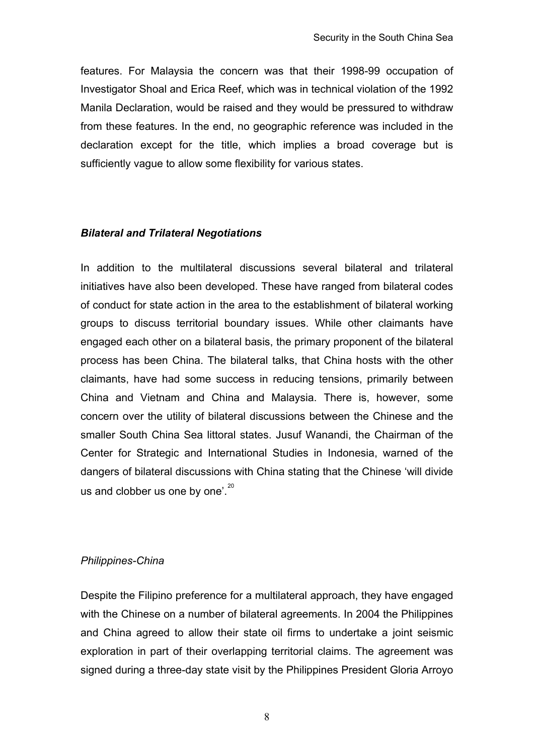features. For Malaysia the concern was that their 1998-99 occupation of Investigator Shoal and Erica Reef, which was in technical violation of the 1992 Manila Declaration, would be raised and they would be pressured to withdraw from these features. In the end, no geographic reference was included in the declaration except for the title, which implies a broad coverage but is sufficiently vague to allow some flexibility for various states.

### *Bilateral and Trilateral Negotiations*

In addition to the multilateral discussions several bilateral and trilateral initiatives have also been developed. These have ranged from bilateral codes of conduct for state action in the area to the establishment of bilateral working groups to discuss territorial boundary issues. While other claimants have engaged each other on a bilateral basis, the primary proponent of the bilateral process has been China. The bilateral talks, that China hosts with the other claimants, have had some success in reducing tensions, primarily between China and Vietnam and China and Malaysia. There is, however, some concern over the utility of bilateral discussions between the Chinese and the smaller South China Sea littoral states. Jusuf Wanandi, the Chairman of the Center for Strategic and International Studies in Indonesia, warned of the dangers of bilateral discussions with China stating that the Chinese 'will divide us and clobber us one by one'.[20]

#### *Philippines-China*

Despite the Filipino preference for a multilateral approach, they have engaged with the Chinese on a number of bilateral agreements. In 2004 the Philippines and China agreed to allow their state oil firms to undertake a joint seismic exploration in part of their overlapping territorial claims. The agreement was signed during a three-day state visit by the Philippines President Gloria Arroyo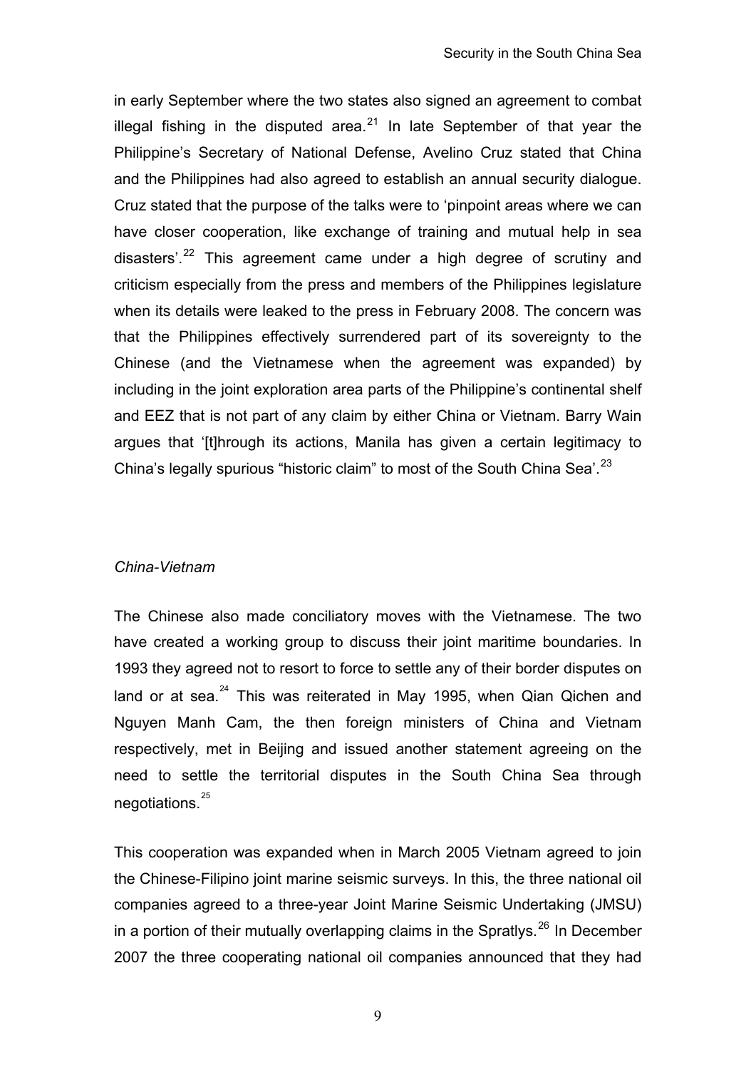in early September where the two states also signed an agreement to combat illegal fishing in the disputed area.[21] In late September of that year the Philippine's Secretary of National Defense, Avelino Cruz stated that China and the Philippines had also agreed to establish an annual security dialogue. Cruz stated that the purpose of the talks were to 'pinpoint areas where we can have closer cooperation, like exchange of training and mutual help in sea disasters'.[22] This agreement came under a high degree of scrutiny and criticism especially from the press and members of the Philippines legislature when its details were leaked to the press in February 2008. The concern was that the Philippines effectively surrendered part of its sovereignty to the Chinese (and the Vietnamese when the agreement was expanded) by including in the joint exploration area parts of the Philippine's continental shelf and EEZ that is not part of any claim by either China or Vietnam. Barry Wain argues that '[t]hrough its actions, Manila has given a certain legitimacy to China's legally spurious "historic claim" to most of the South China Sea'.[23]

*China-Vietnam*

The Chinese also made conciliatory moves with the Vietnamese. The two have created a working group to discuss their joint maritime boundaries. In 1993 they agreed not to resort to force to settle any of their border disputes on land or at sea.[24] This was reiterated in May 1995, when Qian Qichen and Nguyen Manh Cam, the then foreign ministers of China and Vietnam respectively, met in Beijing and issued another statement agreeing on the need to settle the territorial disputes in the South China Sea through negotiations.[25]

This cooperation was expanded when in March 2005 Vietnam agreed to join the Chinese-Filipino joint marine seismic surveys. In this, the three national oil companies agreed to a three-year Joint Marine Seismic Undertaking (JMSU) in a portion of their mutually overlapping claims in the Spratlys.[26] In December 2007 the three cooperating national oil companies announced that they had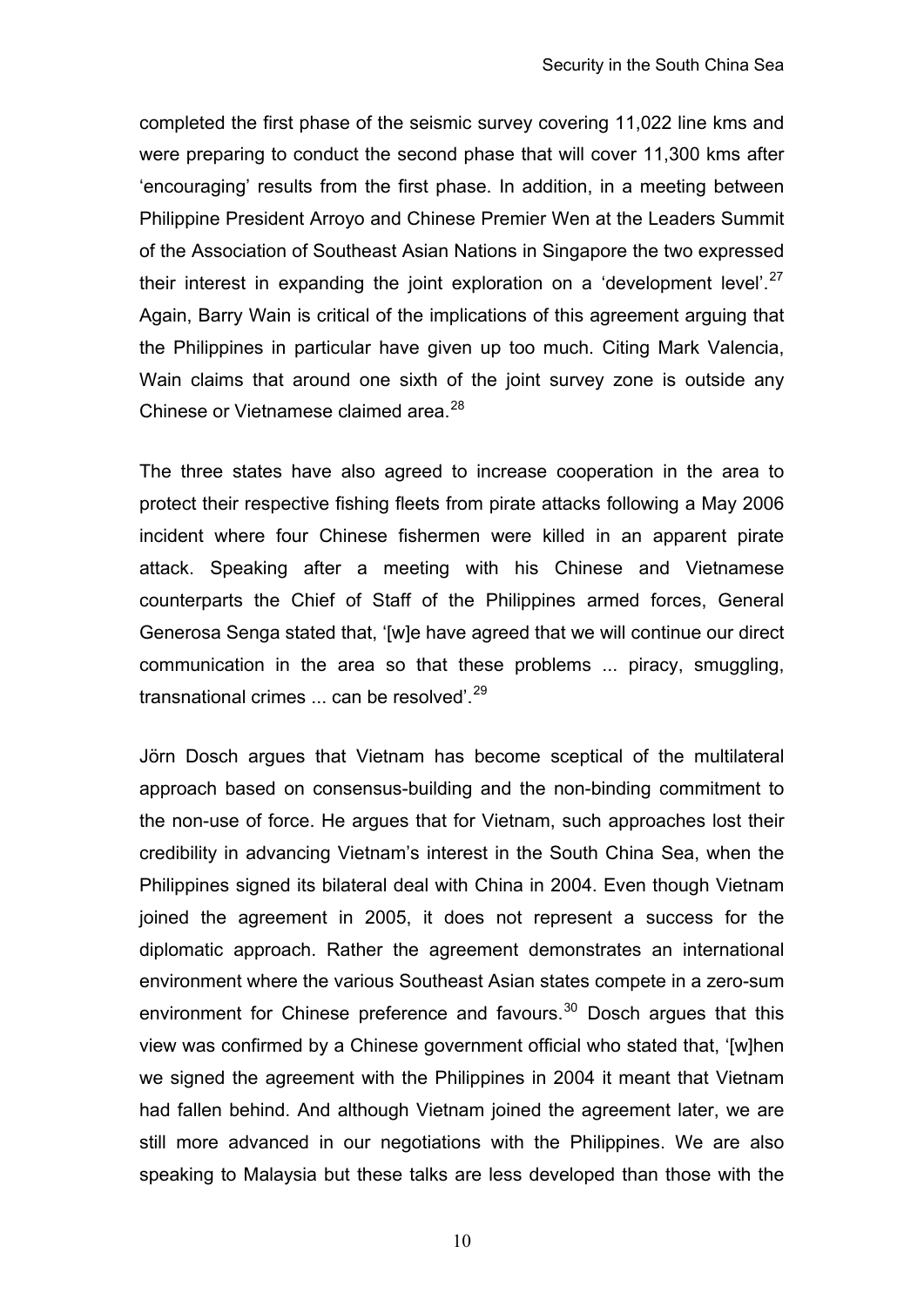completed the first phase of the seismic survey covering 11,022 line kms and were preparing to conduct the second phase that will cover 11,300 kms after 'encouraging' results from the first phase. In addition, in a meeting between Philippine President Arroyo and Chinese Premier Wen at the Leaders Summit of the Association of Southeast Asian Nations in Singapore the two expressed their interest in expanding the joint exploration on a 'development level'.[27] Again, Barry Wain is critical of the implications of this agreement arguing that the Philippines in particular have given up too much. Citing Mark Valencia, Wain claims that around one sixth of the joint survey zone is outside any Chinese or Vietnamese claimed area.[28]

The three states have also agreed to increase cooperation in the area to protect their respective fishing fleets from pirate attacks following a May 2006 incident where four Chinese fishermen were killed in an apparent pirate attack. Speaking after a meeting with his Chinese and Vietnamese counterparts the Chief of Staff of the Philippines armed forces, General Generosa Senga stated that, '[w]e have agreed that we will continue our direct communication in the area so that these problems ... piracy, smuggling, transnational crimes ... can be resolved'.[29]

Jörn Dosch argues that Vietnam has become sceptical of the multilateral approach based on consensus-building and the non-binding commitment to the non-use of force. He argues that for Vietnam, such approaches lost their credibility in advancing Vietnam's interest in the South China Sea, when the Philippines signed its bilateral deal with China in 2004. Even though Vietnam joined the agreement in 2005, it does not represent a success for the diplomatic approach. Rather the agreement demonstrates an international environment where the various Southeast Asian states compete in a zero-sum environment for Chinese preference and favours.[30] Dosch argues that this view was confirmed by a Chinese government official who stated that, '[w]hen we signed the agreement with the Philippines in 2004 it meant that Vietnam had fallen behind. And although Vietnam joined the agreement later, we are still more advanced in our negotiations with the Philippines. We are also speaking to Malaysia but these talks are less developed than those with the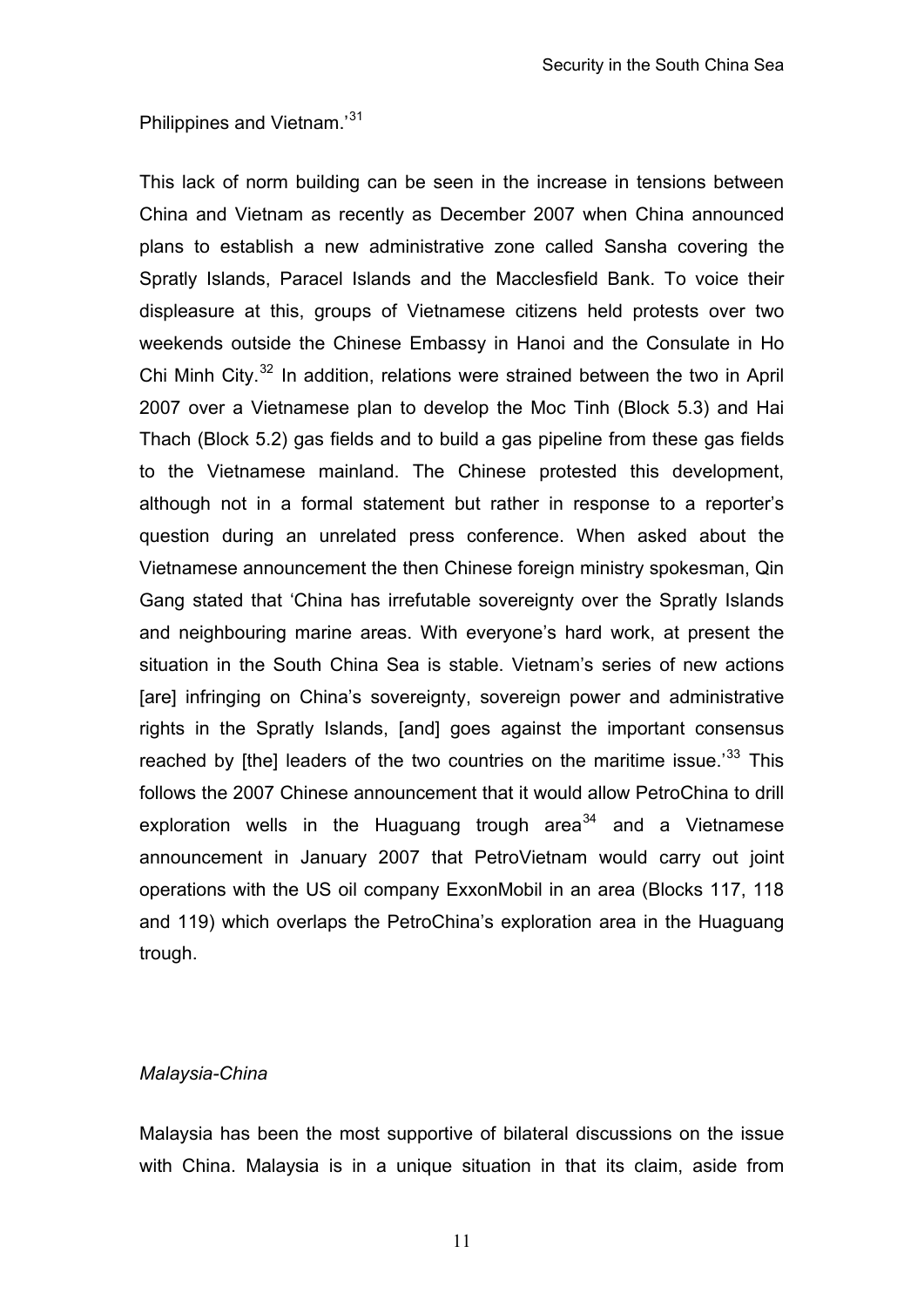Philippines and Vietnam.'[31]

This lack of norm building can be seen in the increase in tensions between China and Vietnam as recently as December 2007 when China announced plans to establish a new administrative zone called Sansha covering the Spratly Islands, Paracel Islands and the Macclesfield Bank. To voice their displeasure at this, groups of Vietnamese citizens held protests over two weekends outside the Chinese Embassy in Hanoi and the Consulate in Ho Chi Minh City.[32] In addition, relations were strained between the two in April 2007 over a Vietnamese plan to develop the Moc Tinh (Block 5.3) and Hai Thach (Block 5.2) gas fields and to build a gas pipeline from these gas fields to the Vietnamese mainland. The Chinese protested this development, although not in a formal statement but rather in response to a reporter's question during an unrelated press conference. When asked about the Vietnamese announcement the then Chinese foreign ministry spokesman, Qin Gang stated that 'China has irrefutable sovereignty over the Spratly Islands and neighbouring marine areas. With everyone's hard work, at present the situation in the South China Sea is stable. Vietnam's series of new actions [are] infringing on China's sovereignty, sovereign power and administrative rights in the Spratly Islands, [and] goes against the important consensus reached by [the] leaders of the two countries on the maritime issue.'[33] This follows the 2007 Chinese announcement that it would allow PetroChina to drill exploration wells in the Huaguang trough area[34] and a Vietnamese announcement in January 2007 that PetroVietnam would carry out joint operations with the US oil company ExxonMobil in an area (Blocks 117, 118 and 119) which overlaps the PetroChina's exploration area in the Huaguang trough.

*Malaysia-China*

Malaysia has been the most supportive of bilateral discussions on the issue with China. Malaysia is in a unique situation in that its claim, aside from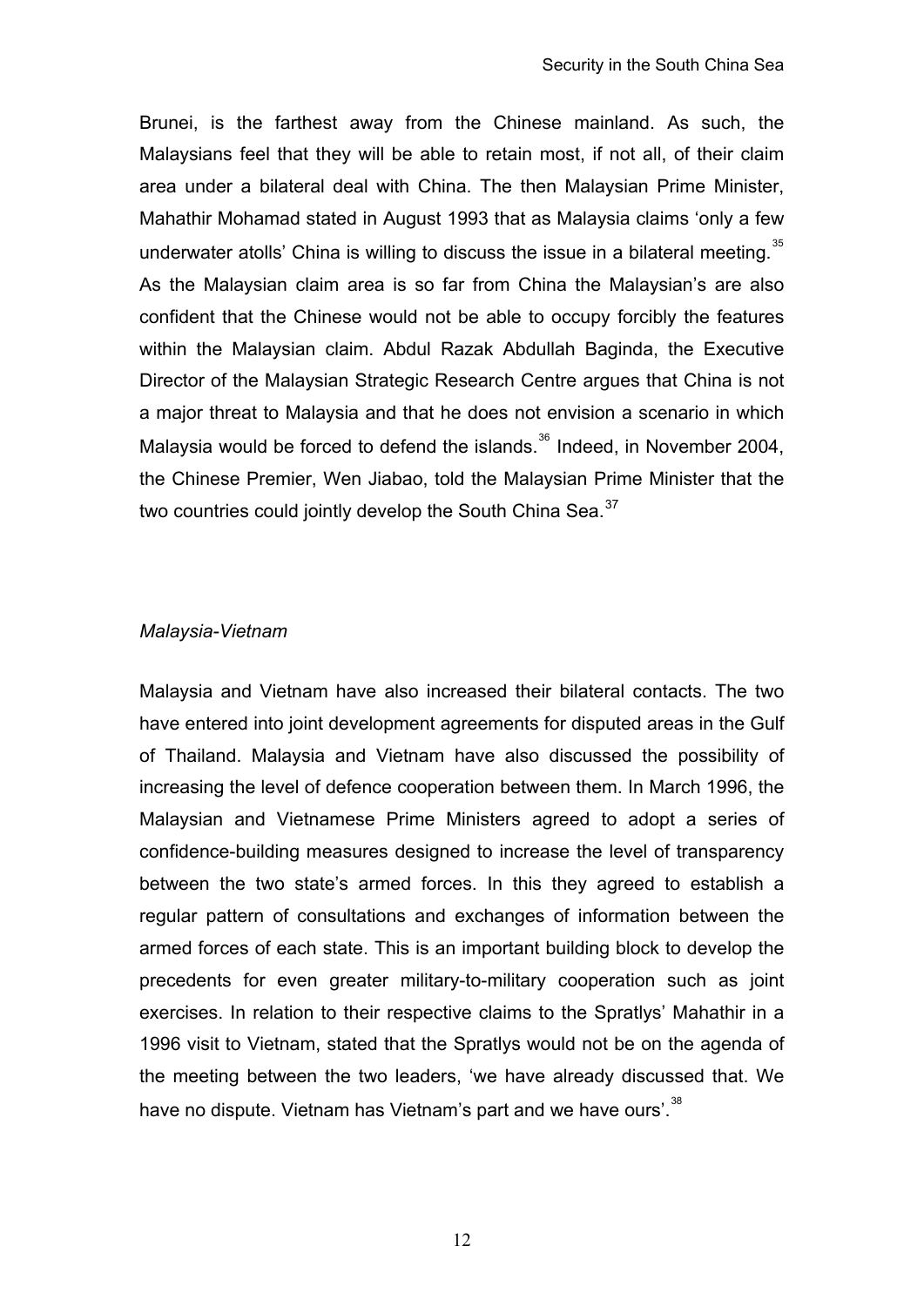Brunei, is the farthest away from the Chinese mainland. As such, the Malaysians feel that they will be able to retain most, if not all, of their claim area under a bilateral deal with China. The then Malaysian Prime Minister, Mahathir Mohamad stated in August 1993 that as Malaysia claims 'only a few underwater atolls' China is willing to discuss the issue in a bilateral meeting.[35] As the Malaysian claim area is so far from China the Malaysian's are also confident that the Chinese would not be able to occupy forcibly the features within the Malaysian claim. Abdul Razak Abdullah Baginda, the Executive Director of the Malaysian Strategic Research Centre argues that China is not a major threat to Malaysia and that he does not envision a scenario in which Malaysia would be forced to defend the islands.[36] Indeed, in November 2004, the Chinese Premier, Wen Jiabao, told the Malaysian Prime Minister that the two countries could jointly develop the South China Sea.[37]

*Malaysia-Vietnam*

Malaysia and Vietnam have also increased their bilateral contacts. The two have entered into joint development agreements for disputed areas in the Gulf of Thailand. Malaysia and Vietnam have also discussed the possibility of increasing the level of defence cooperation between them. In March 1996, the Malaysian and Vietnamese Prime Ministers agreed to adopt a series of confidence-building measures designed to increase the level of transparency between the two state's armed forces. In this they agreed to establish a regular pattern of consultations and exchanges of information between the armed forces of each state. This is an important building block to develop the precedents for even greater military-to-military cooperation such as joint exercises. In relation to their respective claims to the Spratlys' Mahathir in a 1996 visit to Vietnam, stated that the Spratlys would not be on the agenda of the meeting between the two leaders, 'we have already discussed that. We have no dispute. Vietnam has Vietnam's part and we have ours'.[38]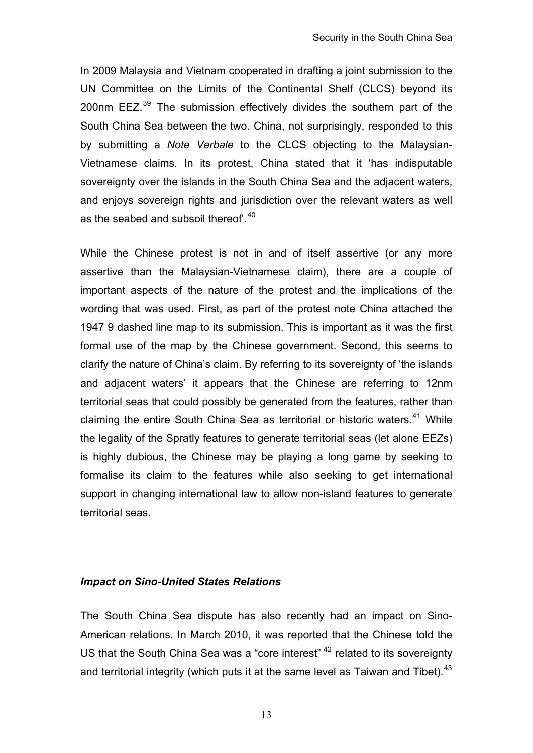In 2009 Malaysia and Vietnam cooperated in drafting a joint submission to the UN Committee on the Limits of the Continental Shelf (CLCS) beyond its 200nm EEZ.[39] The submission effectively divides the southern part of the South China Sea between the two. China, not surprisingly, responded to this by submitting a *Note Verbale* to the CLCS objecting to the Malaysian-Vietnamese claims. In its protest, China stated that it 'has indisputable sovereignty over the islands in the South China Sea and the adjacent waters, and enjoys sovereign rights and jurisdiction over the relevant waters as well as the seabed and subsoil thereof'.[40]

While the Chinese protest is not in and of itself assertive (or any more assertive than the Malaysian-Vietnamese claim), there are a couple of important aspects of the nature of the protest and the implications of the wording that was used. First, as part of the protest note China attached the 1947 9 dashed line map to its submission. This is important as it was the first formal use of the map by the Chinese government. Second, this seems to clarify the nature of China's claim. By referring to its sovereignty of 'the islands and adjacent waters' it appears that the Chinese are referring to 12nm territorial seas that could possibly be generated from the features, rather than claiming the entire South China Sea as territorial or historic waters.[41] While the legality of the Spratly features to generate territorial seas (let alone EEZs) is highly dubious, the Chinese may be playing a long game by seeking to formalise its claim to the features while also seeking to get international support in changing international law to allow non-island features to generate territorial seas.

### *Impact on Sino-United States Relations*

The South China Sea dispute has also recently had an impact on Sino-American relations. In March 2010, it was reported that the Chinese told the US that the South China Sea was a "core interest" [42] related to its sovereignty and territorial integrity (which puts it at the same level as Taiwan and Tibet).[43]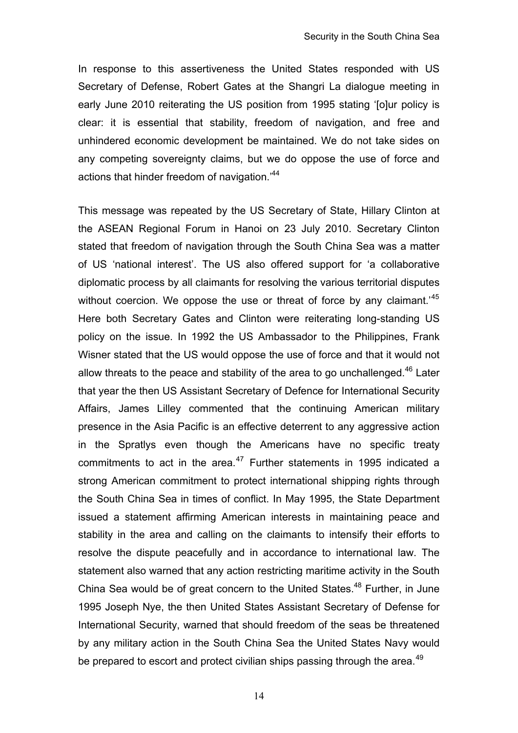In response to this assertiveness the United States responded with US Secretary of Defense, Robert Gates at the Shangri La dialogue meeting in early June 2010 reiterating the US position from 1995 stating '[o]ur policy is clear: it is essential that stability, freedom of navigation, and free and unhindered economic development be maintained. We do not take sides on any competing sovereignty claims, but we do oppose the use of force and actions that hinder freedom of navigation.'[44]

This message was repeated by the US Secretary of State, Hillary Clinton at the ASEAN Regional Forum in Hanoi on 23 July 2010. Secretary Clinton stated that freedom of navigation through the South China Sea was a matter of US 'national interest'. The US also offered support for 'a collaborative diplomatic process by all claimants for resolving the various territorial disputes without coercion. We oppose the use or threat of force by any claimant.'[45] Here both Secretary Gates and Clinton were reiterating long-standing US policy on the issue. In 1992 the US Ambassador to the Philippines, Frank Wisner stated that the US would oppose the use of force and that it would not allow threats to the peace and stability of the area to go unchallenged.[46] Later that year the then US Assistant Secretary of Defence for International Security Affairs, James Lilley commented that the continuing American military presence in the Asia Pacific is an effective deterrent to any aggressive action in the Spratlys even though the Americans have no specific treaty commitments to act in the area.[47] Further statements in 1995 indicated a strong American commitment to protect international shipping rights through the South China Sea in times of conflict. In May 1995, the State Department issued a statement affirming American interests in maintaining peace and stability in the area and calling on the claimants to intensify their efforts to resolve the dispute peacefully and in accordance to international law. The statement also warned that any action restricting maritime activity in the South China Sea would be of great concern to the United States.[48] Further, in June 1995 Joseph Nye, the then United States Assistant Secretary of Defense for International Security, warned that should freedom of the seas be threatened by any military action in the South China Sea the United States Navy would be prepared to escort and protect civilian ships passing through the area.[49]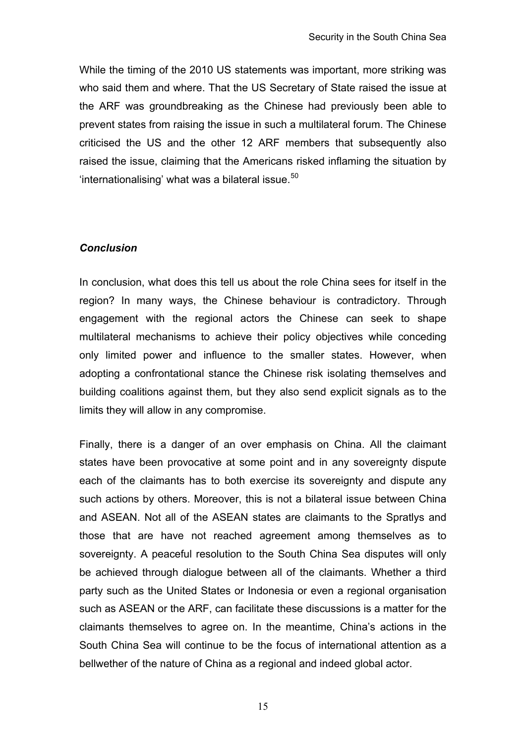While the timing of the 2010 US statements was important, more striking was who said them and where. That the US Secretary of State raised the issue at the ARF was groundbreaking as the Chinese had previously been able to prevent states from raising the issue in such a multilateral forum. The Chinese criticised the US and the other 12 ARF members that subsequently also raised the issue, claiming that the Americans risked inflaming the situation by 'internationalising' what was a bilateral issue.[50]

### *Conclusion*

In conclusion, what does this tell us about the role China sees for itself in the region? In many ways, the Chinese behaviour is contradictory. Through engagement with the regional actors the Chinese can seek to shape multilateral mechanisms to achieve their policy objectives while conceding only limited power and influence to the smaller states. However, when adopting a confrontational stance the Chinese risk isolating themselves and building coalitions against them, but they also send explicit signals as to the limits they will allow in any compromise.

Finally, there is a danger of an over emphasis on China. All the claimant states have been provocative at some point and in any sovereignty dispute each of the claimants has to both exercise its sovereignty and dispute any such actions by others. Moreover, this is not a bilateral issue between China and ASEAN. Not all of the ASEAN states are claimants to the Spratlys and those that are have not reached agreement among themselves as to sovereignty. A peaceful resolution to the South China Sea disputes will only be achieved through dialogue between all of the claimants. Whether a third party such as the United States or Indonesia or even a regional organisation such as ASEAN or the ARF, can facilitate these discussions is a matter for the claimants themselves to agree on. In the meantime, China's actions in the South China Sea will continue to be the focus of international attention as a bellwether of the nature of China as a regional and indeed global actor.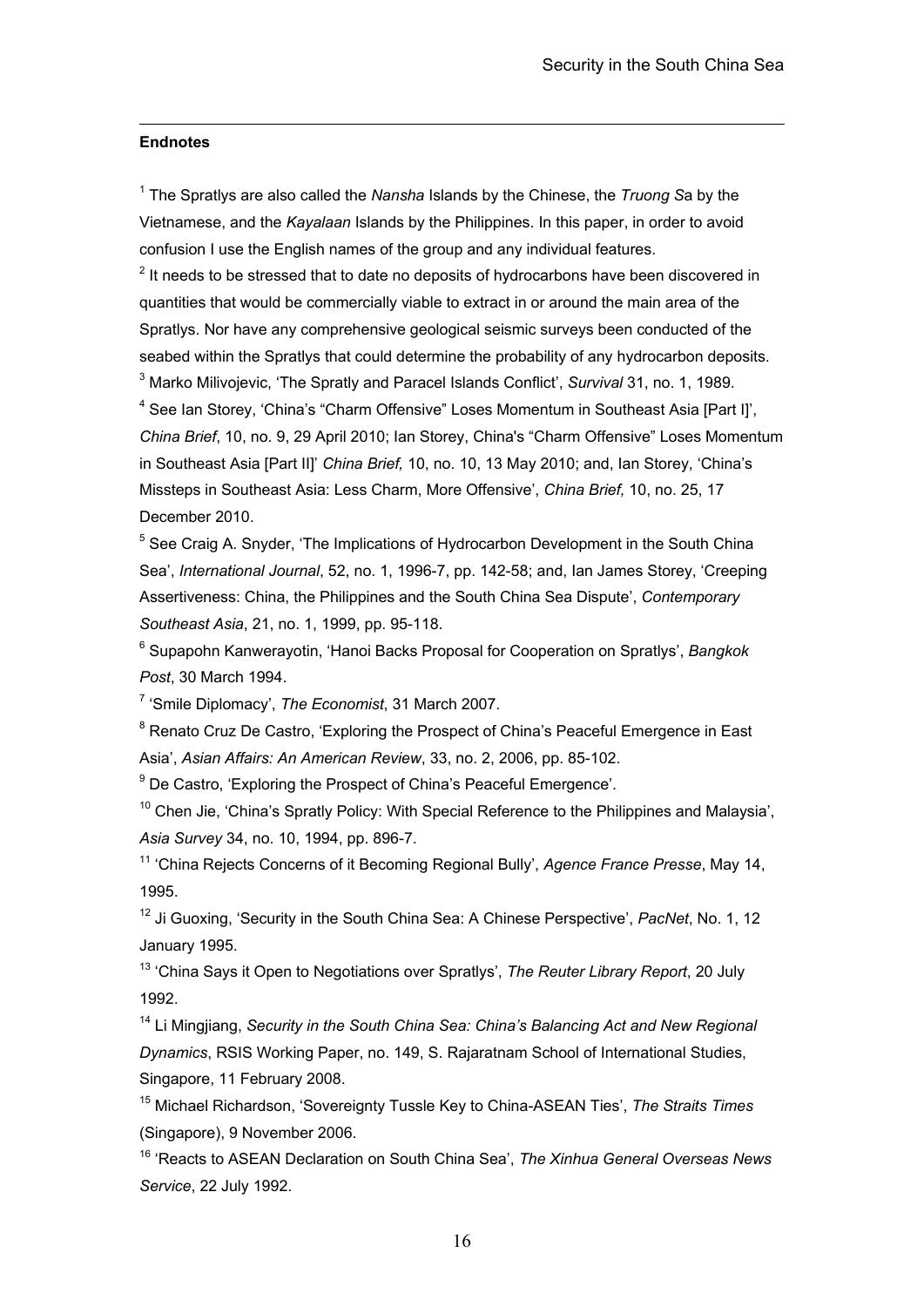**Endnotes**

[1] The Spratlys are also called the *Nansha* Islands by the Chinese, the *Truong Sa* by the Vietnamese, and the *Kayalaan* Islands by the Philippines. In this paper, in order to avoid confusion I use the English names of the group and any individual features.

[2] It needs to be stressed that to date no deposits of hydrocarbons have been discovered in quantities that would be commercially viable to extract in or around the main area of the Spratlys. Nor have any comprehensive geological seismic surveys been conducted of the seabed within the Spratlys that could determine the probability of any hydrocarbon deposits.

[3] Marko Milivojevic, 'The Spratly and Paracel Islands Conflict', *Survival* 31, no. 1, 1989.

[4] See Ian Storey, 'China's "Charm Offensive" Loses Momentum in Southeast Asia [Part I]', *China Brief*, 10, no. 9, 29 April 2010; Ian Storey, China's "Charm Offensive" Loses Momentum in Southeast Asia [Part II]' *China Brief,* 10, no. 10, 13 May 2010; and, Ian Storey, 'China's Missteps in Southeast Asia: Less Charm, More Offensive', *China Brief,* 10, no. 25, 17 December 2010.

[5] See Craig A. Snyder, 'The Implications of Hydrocarbon Development in the South China Sea', *International Journal*, 52, no. 1, 1996-7, pp. 142-58; and, Ian James Storey, 'Creeping Assertiveness: China, the Philippines and the South China Sea Dispute', *Contemporary Southeast Asia*, 21, no. 1, 1999, pp. 95-118.

[6] Supapohn Kanwerayotin, 'Hanoi Backs Proposal for Cooperation on Spratlys', *Bangkok Post*, 30 March 1994.

[7] 'Smile Diplomacy', *The Economist*, 31 March 2007.

[8] Renato Cruz De Castro, 'Exploring the Prospect of China's Peaceful Emergence in East Asia', *Asian Affairs: An American Review*, 33, no. 2, 2006, pp. 85-102.

[9] De Castro, 'Exploring the Prospect of China's Peaceful Emergence'.

[10] Chen Jie, 'China's Spratly Policy: With Special Reference to the Philippines and Malaysia', *Asia Survey* 34, no. 10, 1994, pp. 896-7.

[11] 'China Rejects Concerns of it Becoming Regional Bully', *Agence France Presse*, May 14, 1995.

[12] Ji Guoxing, 'Security in the South China Sea: A Chinese Perspective', *PacNet*, No. 1, 12 January 1995.

[13] 'China Says it Open to Negotiations over Spratlys', *The Reuter Library Report*, 20 July 1992.

[14] Li Mingjiang, *Security in the South China Sea: China's Balancing Act and New Regional Dynamics*, RSIS Working Paper, no. 149, S. Rajaratnam School of International Studies, Singapore, 11 February 2008.

[15] Michael Richardson, 'Sovereignty Tussle Key to China-ASEAN Ties', *The Straits Times* (Singapore), 9 November 2006.

[16] 'Reacts to ASEAN Declaration on South China Sea', *The Xinhua General Overseas News Service*, 22 July 1992.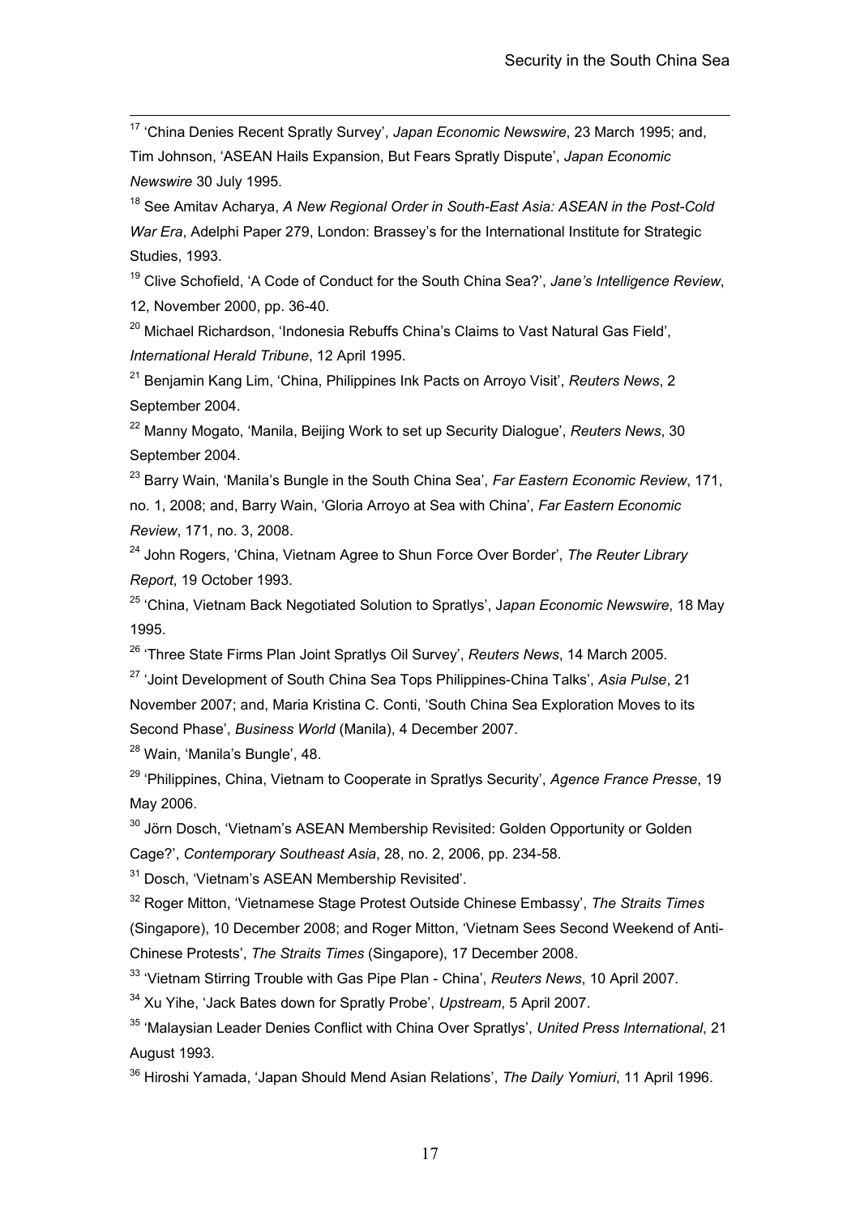[17] 'China Denies Recent Spratly Survey', *Japan Economic Newswire*, 23 March 1995; and, Tim Johnson, 'ASEAN Hails Expansion, But Fears Spratly Dispute', *Japan Economic Newswire* 30 July 1995.

[18] See Amitav Acharya, *A New Regional Order in South-East Asia: ASEAN in the Post-Cold War Era*, Adelphi Paper 279, London: Brassey's for the International Institute for Strategic Studies, 1993.

[19] Clive Schofield, 'A Code of Conduct for the South China Sea?', *Jane's Intelligence Review*, 12, November 2000, pp. 36-40.

[20] Michael Richardson, 'Indonesia Rebuffs China's Claims to Vast Natural Gas Field', *International Herald Tribune*, 12 April 1995.

[21] Benjamin Kang Lim, 'China, Philippines Ink Pacts on Arroyo Visit', *Reuters News*, 2 September 2004.

[22] Manny Mogato, 'Manila, Beijing Work to set up Security Dialogue', *Reuters News*, 30 September 2004.

[23] Barry Wain, 'Manila's Bungle in the South China Sea', *Far Eastern Economic Review*, 171, no. 1, 2008; and, Barry Wain, 'Gloria Arroyo at Sea with China', *Far Eastern Economic Review*, 171, no. 3, 2008.

[24] John Rogers, 'China, Vietnam Agree to Shun Force Over Border', *The Reuter Library Report*, 19 October 1993.

[25] 'China, Vietnam Back Negotiated Solution to Spratlys', *Japan Economic Newswire*, 18 May 1995.

[26] 'Three State Firms Plan Joint Spratlys Oil Survey', *Reuters News*, 14 March 2005.

[27] 'Joint Development of South China Sea Tops Philippines-China Talks', *Asia Pulse*, 21 November 2007; and, Maria Kristina C. Conti, 'South China Sea Exploration Moves to its Second Phase', *Business World* (Manila), 4 December 2007.

[28] Wain, 'Manila's Bungle', 48.

[29] 'Philippines, China, Vietnam to Cooperate in Spratlys Security', *Agence France Presse*, 19 May 2006.

[30] Jörn Dosch, 'Vietnam's ASEAN Membership Revisited: Golden Opportunity or Golden Cage?', *Contemporary Southeast Asia*, 28, no. 2, 2006, pp. 234-58.

[31] Dosch, 'Vietnam's ASEAN Membership Revisited'.

[32] Roger Mitton, 'Vietnamese Stage Protest Outside Chinese Embassy', *The Straits Times* (Singapore), 10 December 2008; and Roger Mitton, 'Vietnam Sees Second Weekend of Anti-Chinese Protests', *The Straits Times* (Singapore), 17 December 2008.

[33] 'Vietnam Stirring Trouble with Gas Pipe Plan - China', *Reuters News*, 10 April 2007.

[34] Xu Yihe, 'Jack Bates down for Spratly Probe', *Upstream*, 5 April 2007.

[35] 'Malaysian Leader Denies Conflict with China Over Spratlys', *United Press International*, 21 August 1993.

[36] Hiroshi Yamada, 'Japan Should Mend Asian Relations', *The Daily Yomiuri*, 11 April 1996.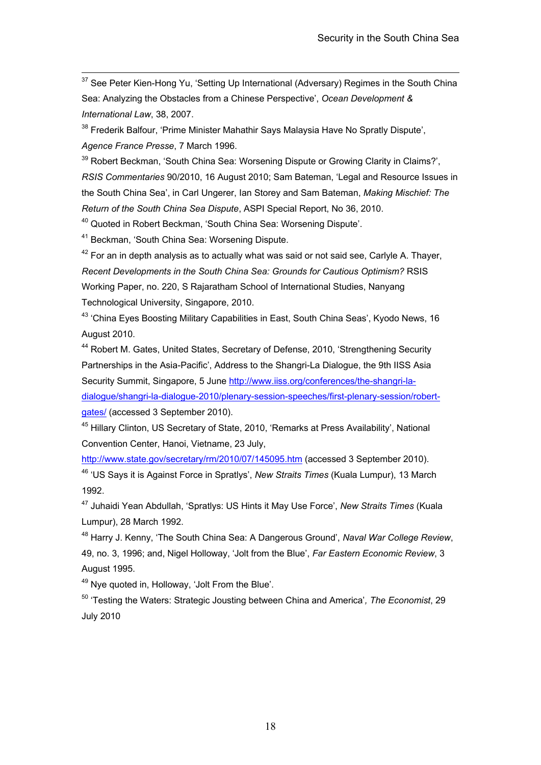[37] See Peter Kien-Hong Yu, 'Setting Up International (Adversary) Regimes in the South China Sea: Analyzing the Obstacles from a Chinese Perspective', *Ocean Development & International Law*, 38, 2007.

[38] Frederik Balfour, 'Prime Minister Mahathir Says Malaysia Have No Spratly Dispute', *Agence France Presse*, 7 March 1996.

[39] Robert Beckman, 'South China Sea: Worsening Dispute or Growing Clarity in Claims?', *RSIS Commentaries* 90/2010, 16 August 2010; Sam Bateman, 'Legal and Resource Issues in the South China Sea', in Carl Ungerer, Ian Storey and Sam Bateman, *Making Mischief: The Return of the South China Sea Dispute*, ASPI Special Report, No 36, 2010.

[40] Quoted in Robert Beckman, 'South China Sea: Worsening Dispute'.

[41] Beckman, 'South China Sea: Worsening Dispute.

[42] For an in depth analysis as to actually what was said or not said see, Carlyle A. Thayer, *Recent Developments in the South China Sea: Grounds for Cautious Optimism?* RSIS Working Paper, no. 220, S Rajaratham School of International Studies, Nanyang Technological University, Singapore, 2010.

[43] 'China Eyes Boosting Military Capabilities in East, South China Seas', Kyodo News, 16 August 2010.

[44] Robert M. Gates, United States, Secretary of Defense, 2010, 'Strengthening Security Partnerships in the Asia-Pacific', Address to the Shangri-La Dialogue, the 9th IISS Asia Security Summit, Singapore, 5 June http://www.iiss.org/conferences/the-shangri-la-dialogue/shangri-la-dialogue-2010/plenary-session-speeches/first-plenary-session/robert-gates/ (accessed 3 September 2010).

[45] Hillary Clinton, US Secretary of State, 2010, 'Remarks at Press Availability', National Convention Center, Hanoi, Vietname, 23 July, http://www.state.gov/secretary/rm/2010/07/145095.htm (accessed 3 September 2010).

[46] 'US Says it is Against Force in Spratlys', *New Straits Times* (Kuala Lumpur), 13 March 1992.

[47] Juhaidi Yean Abdullah, 'Spratlys: US Hints it May Use Force', *New Straits Times* (Kuala Lumpur), 28 March 1992.

[48] Harry J. Kenny, 'The South China Sea: A Dangerous Ground', *Naval War College Review*, 49, no. 3, 1996; and, Nigel Holloway, 'Jolt from the Blue', *Far Eastern Economic Review*, 3 August 1995.

[49] Nye quoted in, Holloway, 'Jolt From the Blue'.

[50] 'Testing the Waters: Strategic Jousting between China and America', *The Economist*, 29 July 2010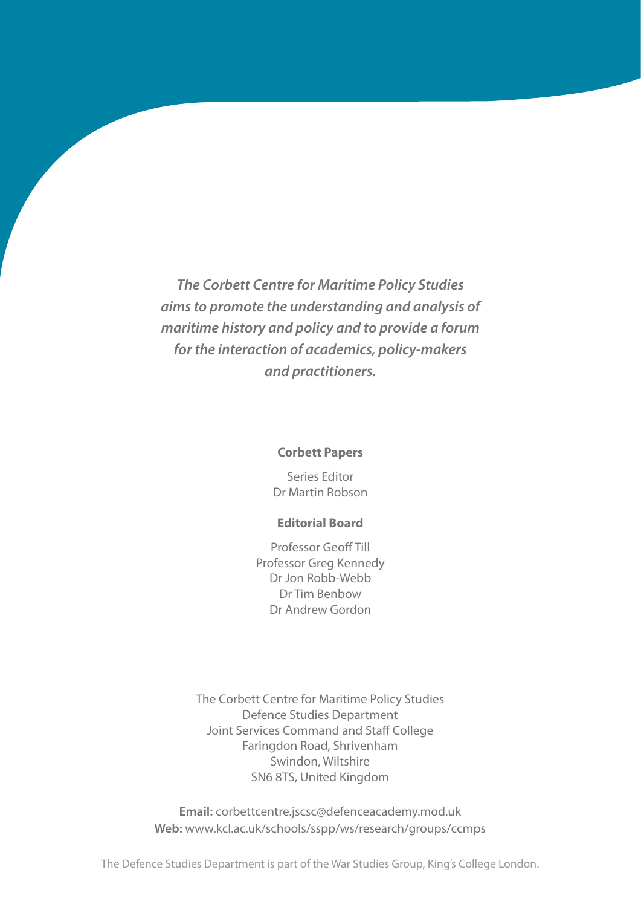*The Corbett Centre for Maritime Policy Studies aims to promote the understanding and analysis of maritime history and policy and to provide a forum for the interaction of academics, policy-makers and practitioners.*

**Corbett Papers**

Series Editor
Dr Martin Robson

**Editorial Board**

Professor Geoff Till
Professor Greg Kennedy
Dr Jon Robb-Webb
Dr Tim Benbow
Dr Andrew Gordon

The Corbett Centre for Maritime Policy Studies
Defence Studies Department
Joint Services Command and Staff College
Faringdon Road, Shrivenham
Swindon, Wiltshire
SN6 8TS, United Kingdom

**Email:** corbettcentre.jscsc@defenceacademy.mod.uk
**Web:** www.kcl.ac.uk/schools/sspp/ws/research/groups/ccmps

The Defence Studies Department is part of the War Studies Group, King's College London.